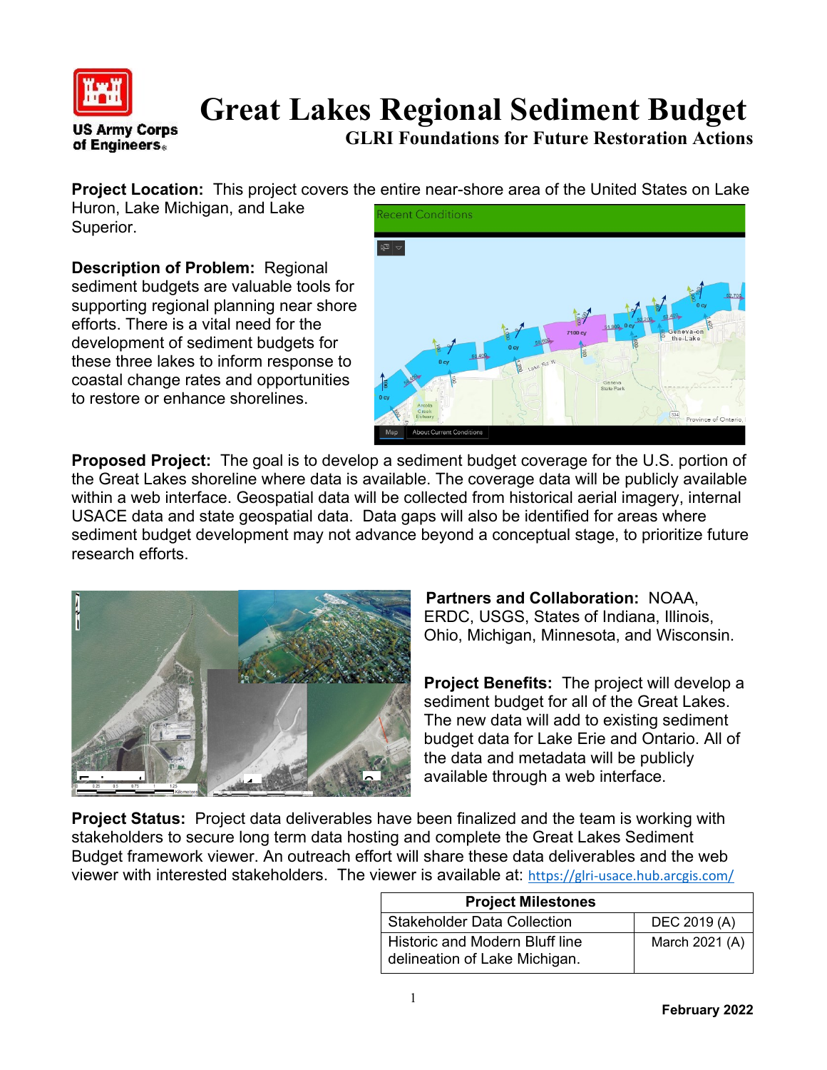# Great Lakes Regional Sediment Budget

## GLRI Foundations for Future Restoration Actions

**Project Location:** This project covers the entire near-shore area of the United States on Lake Huron, Lake Michigan, and Lake Superior.

**Description of Problem:** Regional sediment budgets are valuable tools for supporting regional planning near shore efforts. There is a vital need for the development of sediment budgets for these three lakes to inform response to coastal change rates and opportunities to restore or enhance shorelines.

**Proposed Project:** The goal is to develop a sediment budget coverage for the U.S. portion of the Great Lakes shoreline where data is available. The coverage data will be publicly available within a web interface. Geospatial data will be collected from historical aerial imagery, internal USACE data and state geospatial data. Data gaps will also be identified for areas where sediment budget development may not advance beyond a conceptual stage, to prioritize future research efforts.

**Partners and Collaboration:** NOAA, ERDC, USGS, States of Indiana, Illinois, Ohio, Michigan, Minnesota, and Wisconsin.

**Project Benefits:** The project will develop a sediment budget for all of the Great Lakes. The new data will add to existing sediment budget data for Lake Erie and Ontario. All of the data and metadata will be publicly available through a web interface.

**Project Status:** Project data deliverables have been finalized and the team is working with stakeholders to secure long term data hosting and complete the Great Lakes Sediment Budget framework viewer. An outreach effort will share these data deliverables and the web viewer with interested stakeholders. The viewer is available at: https://glri-usace.hub.arcgis.com/

| Project Milestones | |
|---|---|
| Stakeholder Data Collection | DEC 2019 (A) |
| Historic and Modern Bluff line delineation of Lake Michigan. | March 2021 (A) |

February 2022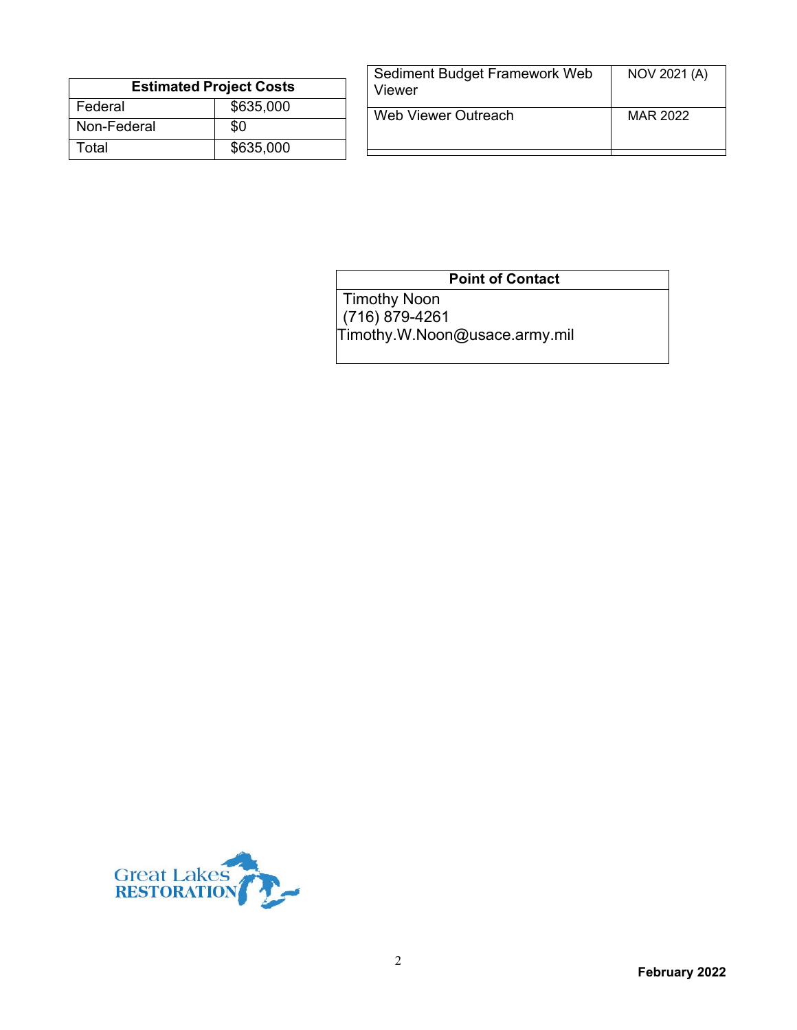| Estimated Project Costs | |
|---|---|
| Federal | $635,000 |
| Non-Federal | $0 |
| Total | $635,000 |

| | |
|---|---|
| Sediment Budget Framework Web Viewer | NOV 2021 (A) |
| Web Viewer Outreach | MAR 2022 |

| Point of Contact |
|---|
| Timothy Noon<br>(716) 879-4261<br>Timothy.W.Noon@usace.army.mil |

Great Lakes RESTORATION

February 2022